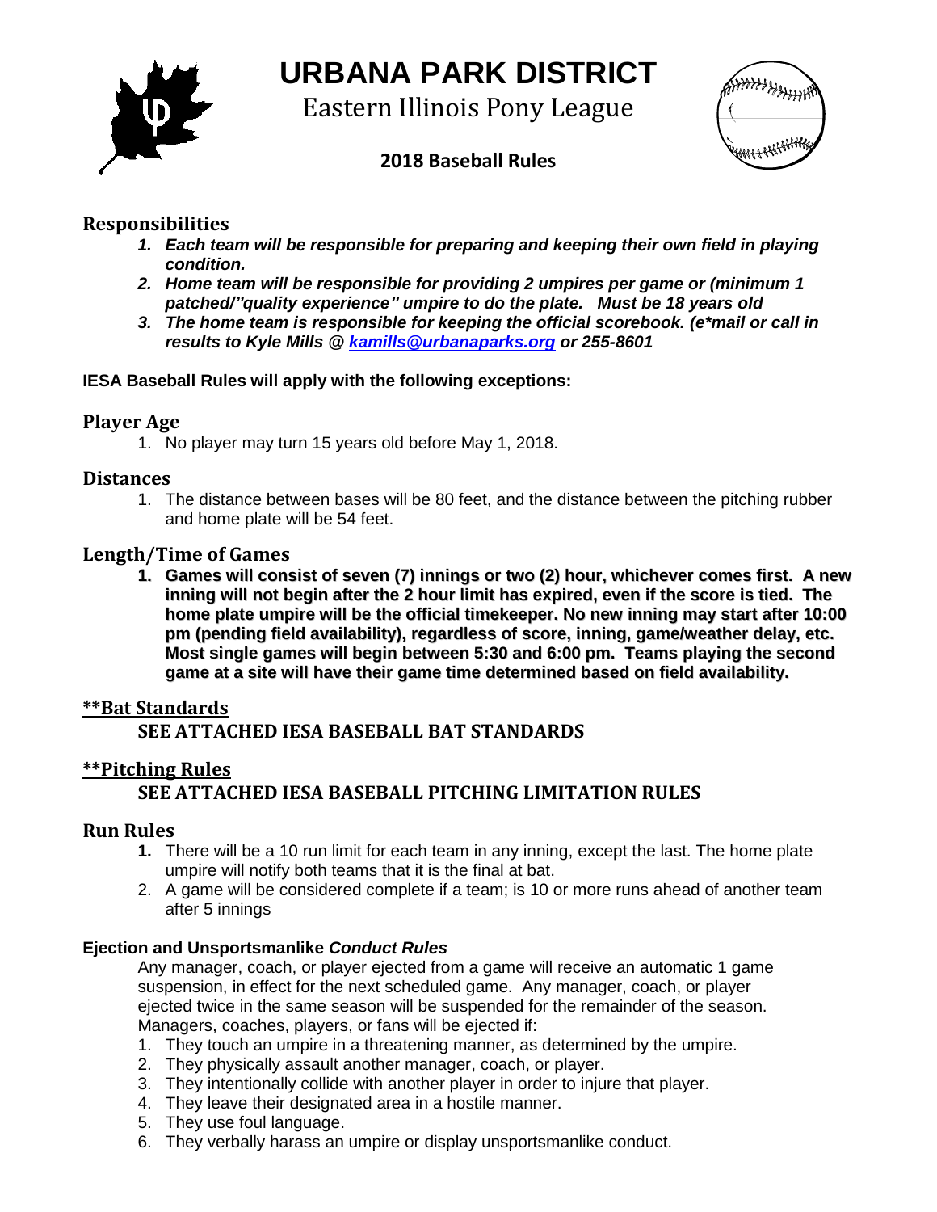# URBANA PARK DISTRICT

Eastern Illinois Pony League

**2018 Baseball Rules**

## Responsibilities

1. ***Each team will be responsible for preparing and keeping their own field in playing condition.***
2. ***Home team will be responsible for providing 2 umpires per game or (minimum 1 patched/"quality experience" umpire to do the plate. Must be 18 years old***
3. ***The home team is responsible for keeping the official scorebook. (e*mail or call in results to Kyle Mills @ [kamills@urbanaparks.org](mailto:kamills@urbanaparks.org) or 255-8601***

**IESA Baseball Rules will apply with the following exceptions:**

## Player Age

1. No player may turn 15 years old before May 1, 2018.

## Distances

1. The distance between bases will be 80 feet, and the distance between the pitching rubber and home plate will be 54 feet.

## Length/Time of Games

1. **Games will consist of seven (7) innings or two (2) hour, whichever comes first. A new inning will not begin after the 2 hour limit has expired, even if the score is tied. The home plate umpire will be the official timekeeper. No new inning may start after 10:00 pm (pending field availability), regardless of score, inning, game/weather delay, etc. Most single games will begin between 5:30 and 6:00 pm. Teams playing the second game at a site will have their game time determined based on field availability.**

## **Bat Standards

### SEE ATTACHED IESA BASEBALL BAT STANDARDS

## **Pitching Rules

### SEE ATTACHED IESA BASEBALL PITCHING LIMITATION RULES

## Run Rules

1. There will be a 10 run limit for each team in any inning, except the last. The home plate umpire will notify both teams that it is the final at bat.
2. A game will be considered complete if a team; is 10 or more runs ahead of another team after 5 innings

**Ejection and Unsportsmanlike *Conduct Rules***

Any manager, coach, or player ejected from a game will receive an automatic 1 game suspension, in effect for the next scheduled game. Any manager, coach, or player ejected twice in the same season will be suspended for the remainder of the season. Managers, coaches, players, or fans will be ejected if:

1. They touch an umpire in a threatening manner, as determined by the umpire.
2. They physically assault another manager, coach, or player.
3. They intentionally collide with another player in order to injure that player.
4. They leave their designated area in a hostile manner.
5. They use foul language.
6. They verbally harass an umpire or display unsportsmanlike conduct.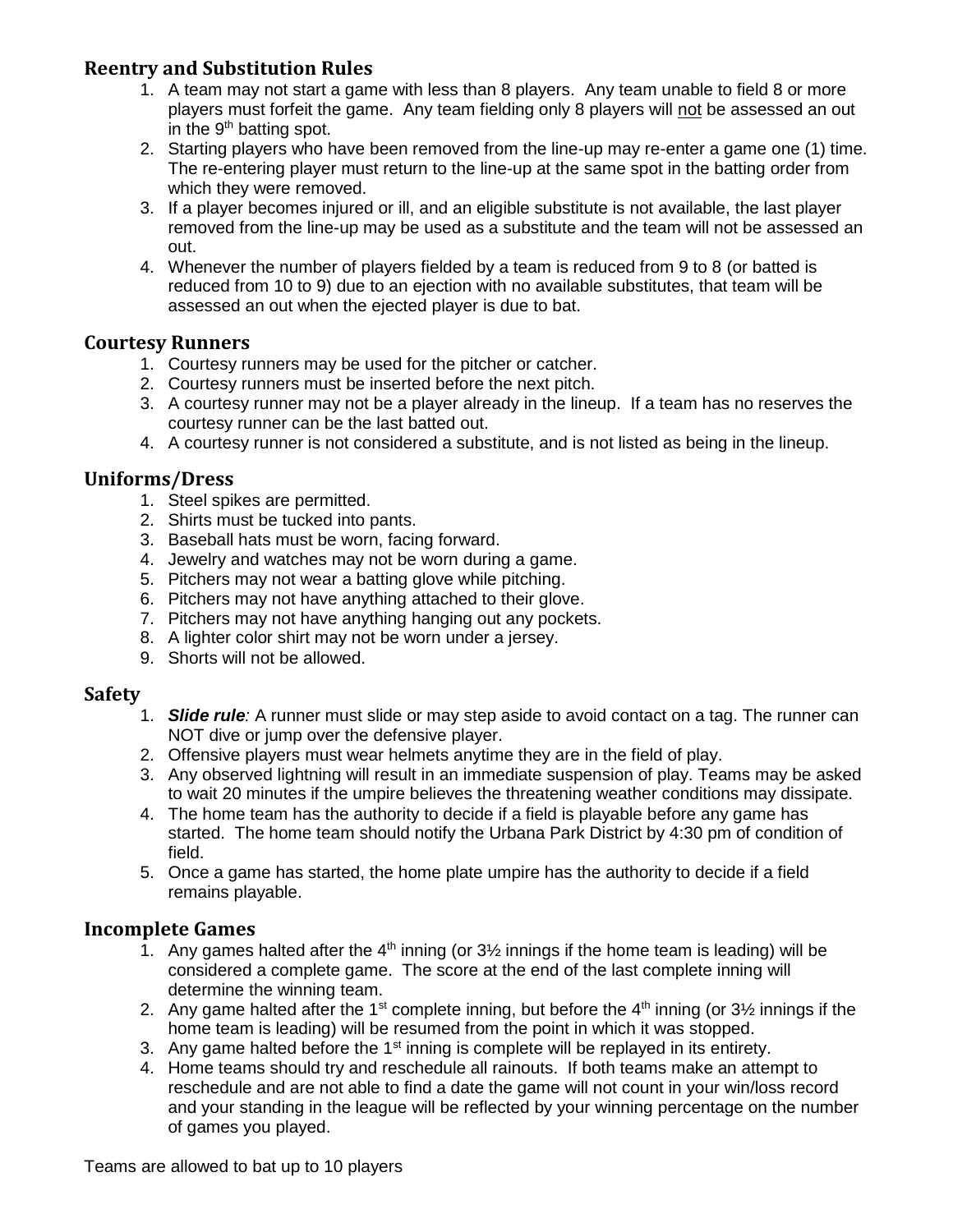## Reentry and Substitution Rules

1. A team may not start a game with less than 8 players. Any team unable to field 8 or more players must forfeit the game. Any team fielding only 8 players will not be assessed an out in the 9th batting spot.
2. Starting players who have been removed from the line-up may re-enter a game one (1) time. The re-entering player must return to the line-up at the same spot in the batting order from which they were removed.
3. If a player becomes injured or ill, and an eligible substitute is not available, the last player removed from the line-up may be used as a substitute and the team will not be assessed an out.
4. Whenever the number of players fielded by a team is reduced from 9 to 8 (or batted is reduced from 10 to 9) due to an ejection with no available substitutes, that team will be assessed an out when the ejected player is due to bat.

## Courtesy Runners

1. Courtesy runners may be used for the pitcher or catcher.
2. Courtesy runners must be inserted before the next pitch.
3. A courtesy runner may not be a player already in the lineup. If a team has no reserves the courtesy runner can be the last batted out.
4. A courtesy runner is not considered a substitute, and is not listed as being in the lineup.

## Uniforms/Dress

1. Steel spikes are permitted.
2. Shirts must be tucked into pants.
3. Baseball hats must be worn, facing forward.
4. Jewelry and watches may not be worn during a game.
5. Pitchers may not wear a batting glove while pitching.
6. Pitchers may not have anything attached to their glove.
7. Pitchers may not have anything hanging out any pockets.
8. A lighter color shirt may not be worn under a jersey.
9. Shorts will not be allowed.

## Safety

1. ***Slide rule****:* A runner must slide or may step aside to avoid contact on a tag. The runner can NOT dive or jump over the defensive player.
2. Offensive players must wear helmets anytime they are in the field of play.
3. Any observed lightning will result in an immediate suspension of play. Teams may be asked to wait 20 minutes if the umpire believes the threatening weather conditions may dissipate.
4. The home team has the authority to decide if a field is playable before any game has started. The home team should notify the Urbana Park District by 4:30 pm of condition of field.
5. Once a game has started, the home plate umpire has the authority to decide if a field remains playable.

## Incomplete Games

1. Any games halted after the 4th inning (or 3½ innings if the home team is leading) will be considered a complete game. The score at the end of the last complete inning will determine the winning team.
2. Any game halted after the 1st complete inning, but before the 4th inning (or 3½ innings if the home team is leading) will be resumed from the point in which it was stopped.
3. Any game halted before the 1st inning is complete will be replayed in its entirety.
4. Home teams should try and reschedule all rainouts. If both teams make an attempt to reschedule and are not able to find a date the game will not count in your win/loss record and your standing in the league will be reflected by your winning percentage on the number of games you played.

Teams are allowed to bat up to 10 players